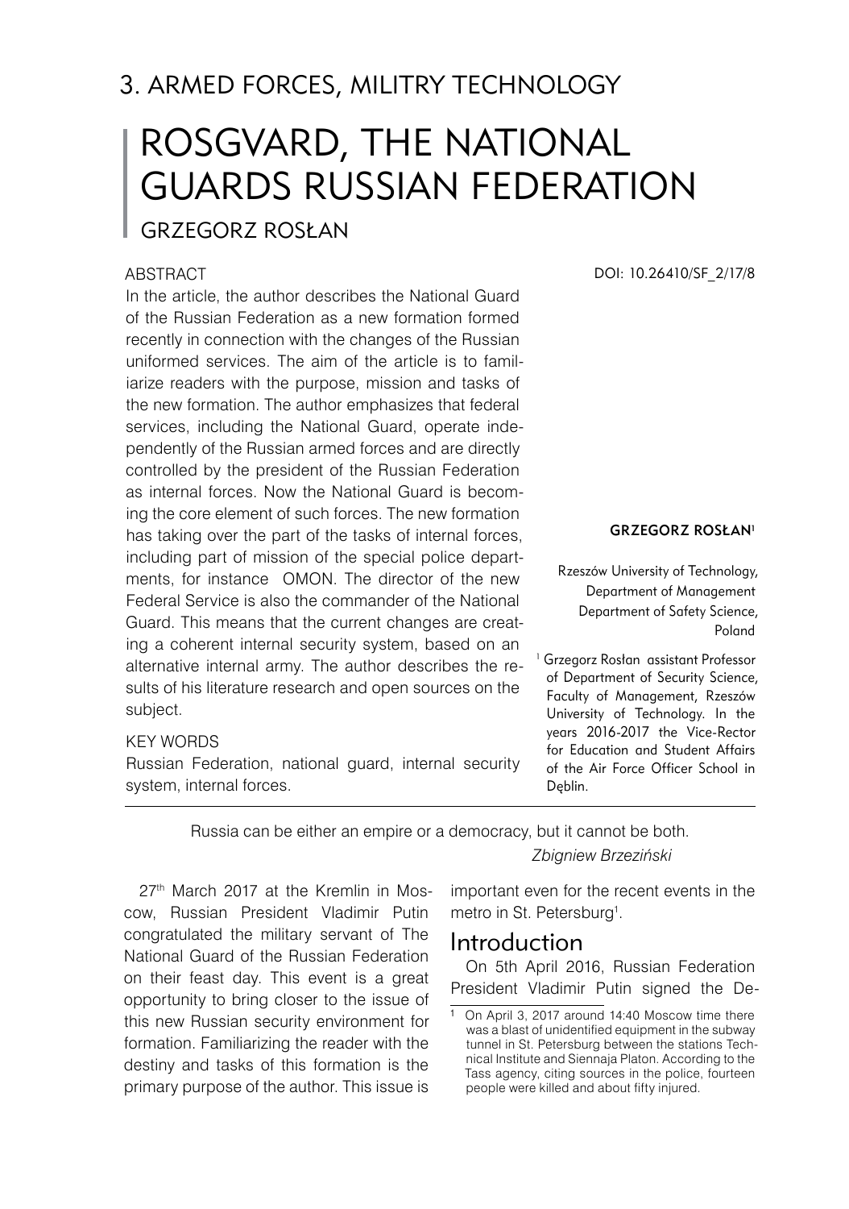## 3. ARMED FORCES, MILITRY TECHNOLOGY

# ROSGVARD, THE NATIONAL GUARDS RUSSIAN FEDERATION

### GRZEGORZ ROSŁAN

DOI: 10.26410/SF_2/17/8

**ABSTRACT**

In the article, the author describes the National Guard of the Russian Federation as a new formation formed recently in connection with the changes of the Russian uniformed services. The aim of the article is to familiarize readers with the purpose, mission and tasks of the new formation. The author emphasizes that federal services, including the National Guard, operate independently of the Russian armed forces and are directly controlled by the president of the Russian Federation as internal forces. Now the National Guard is becoming the core element of such forces. The new formation has taking over the part of the tasks of internal forces, including part of mission of the special police departments, for instance OMON. The director of the new Federal Service is also the commander of the National Guard. This means that the current changes are creating a coherent internal security system, based on an alternative internal army. The author describes the results of his literature research and open sources on the subject.

**KEY WORDS**

Russian Federation, national guard, internal security system, internal forces.

**GRZEGORZ ROSŁAN**[1]

Rzeszów University of Technology, Department of Management Department of Safety Science, Poland

[1] Grzegorz Rosłan assistant Professor of Department of Security Science, Faculty of Management, Rzeszów University of Technology. In the years 2016-2017 the Vice-Rector for Education and Student Affairs of the Air Force Officer School in Dęblin.

---

Russia can be either an empire or a democracy, but it cannot be both.

*Zbigniew Brzeziński*

27th March 2017 at the Kremlin in Moscow, Russian President Vladimir Putin congratulated the military servant of The National Guard of the Russian Federation on their feast day. This event is a great opportunity to bring closer to the issue of this new Russian security environment for formation. Familiarizing the reader with the destiny and tasks of this formation is the primary purpose of the author. This issue is important even for the recent events in the metro in St. Petersburg[1].

## Introduction

On 5th April 2016, Russian Federation President Vladimir Putin signed the De-

[1] On April 3, 2017 around 14:40 Moscow time there was a blast of unidentified equipment in the subway tunnel in St. Petersburg between the stations Technical Institute and Siennaja Platon. According to the Tass agency, citing sources in the police, fourteen people were killed and about fifty injured.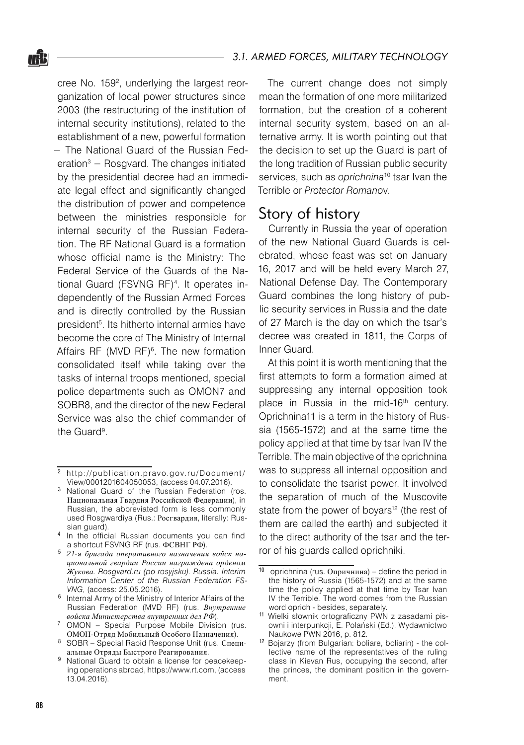cree No. 159[2], underlying the largest reorganization of local power structures since 2003 (the restructuring of the institution of internal security institutions), related to the establishment of a new, powerful formation – The National Guard of the Russian Federation[3] – Rosgvard. The changes initiated by the presidential decree had an immediate legal effect and significantly changed the distribution of power and competence between the ministries responsible for internal security of the Russian Federation. The RF National Guard is a formation whose official name is the Ministry: The Federal Service of the Guards of the National Guard (FSVNG RF)[4]. It operates independently of the Russian Armed Forces and is directly controlled by the Russian president[5]. Its hitherto internal armies have become the core of The Ministry of Internal Affairs RF (MVD RF)[6]. The new formation consolidated itself while taking over the tasks of internal troops mentioned, special police departments such as OMON7 and SOBR8, and the director of the new Federal Service was also the chief commander of the Guard[9].

The current change does not simply mean the formation of one more militarized formation, but the creation of a coherent internal security system, based on an alternative army. It is worth pointing out that the decision to set up the Guard is part of the long tradition of Russian public security services, such as *oprichnina*[10] tsar Ivan the Terrible or *Protector Romanov*.

## Story of history

Currently in Russia the year of operation of the new National Guard Guards is celebrated, whose feast was set on January 16, 2017 and will be held every March 27, National Defense Day. The Contemporary Guard combines the long history of public security services in Russia and the date of 27 March is the day on which the tsar's decree was created in 1811, the Corps of Inner Guard.

At this point it is worth mentioning that the first attempts to form a formation aimed at suppressing any internal opposition took place in Russia in the mid-16th century. Oprichnina11 is a term in the history of Russia (1565-1572) and at the same time the policy applied at that time by tsar Ivan IV the Terrible. The main objective of the oprichnina was to suppress all internal opposition and to consolidate the tsarist power. It involved the separation of much of the Muscovite state from the power of boyars[12] (the rest of them are called the earth) and subjected it to the direct authority of the tsar and the terror of his guards called oprichniki.

---

[2] http://publication.pravo.gov.ru/Document/View/0001201604050053, (access 04.07.2016).

[3] National Guard of the Russian Federation (ros. Национальная Гвардия Российской Федерации), in Russian, the abbreviated form is less commonly used Rosgwardiya (Rus.: Росгвардия, literally: Russian guard).

[4] In the official Russian documents you can find a shortcut FSVNG RF (rus. ФСВНГ РФ).

[5] *21-я бригада оперативного назначения войск национальной гвардии России награждена орденом Жукова. Rosgvard.ru (po rosyjsku). Russia. Interim Information Center of the Russian Federation FS-VNG*, (access: 25.05.2016).

[6] Internal Army of the Ministry of Interior Affairs of the Russian Federation (MVD RF) (rus. *Внутренние войска Министерства внутренних дел РФ*).

[7] OMON – Special Purpose Mobile Division (rus. ОМОН-Отряд Мобильный Особого Назначения).

[8] SOBR – Special Rapid Response Unit (rus. Специальные Отряды Быстрого Реагирования.

[9] National Guard to obtain a license for peacekeeping operations abroad, https://www.rt.com, (access 13.04.2016).

[10] oprichnina (rus. Опричнина) – define the period in the history of Russia (1565-1572) and at the same time the policy applied at that time by Tsar Ivan IV the Terrible. The word comes from the Russian word oprich - besides, separately.

[11] Wielki słownik ortograficzny PWN z zasadami pisowni i interpunkcji, E. Polański (Ed.), Wydawnictwo Naukowe PWN 2016, p. 812.

[12] Bojarzy (from Bulgarian: boliare, boliarin) - the collective name of the representatives of the ruling class in Kievan Rus, occupying the second, after the princes, the dominant position in the government.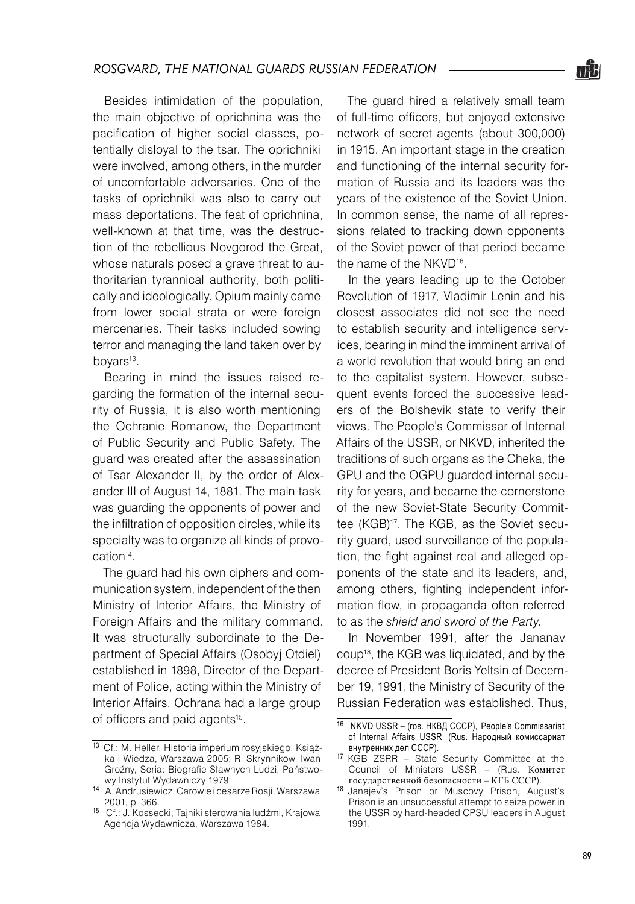Besides intimidation of the population, the main objective of oprichnina was the pacification of higher social classes, potentially disloyal to the tsar. The oprichniki were involved, among others, in the murder of uncomfortable adversaries. One of the tasks of oprichniki was also to carry out mass deportations. The feat of oprichnina, well-known at that time, was the destruction of the rebellious Novgorod the Great, whose naturals posed a grave threat to authoritarian tyrannical authority, both politically and ideologically. Opium mainly came from lower social strata or were foreign mercenaries. Their tasks included sowing terror and managing the land taken over by boyars[13].

Bearing in mind the issues raised regarding the formation of the internal security of Russia, it is also worth mentioning the Ochranie Romanow, the Department of Public Security and Public Safety. The guard was created after the assassination of Tsar Alexander II, by the order of Alexander III of August 14, 1881. The main task was guarding the opponents of power and the infiltration of opposition circles, while its specialty was to organize all kinds of provocation[14].

The guard had his own ciphers and communication system, independent of the then Ministry of Interior Affairs, the Ministry of Foreign Affairs and the military command. It was structurally subordinate to the Department of Special Affairs (Osobyj Otdiel) established in 1898, Director of the Department of Police, acting within the Ministry of Interior Affairs. Ochrana had a large group of officers and paid agents[15].

The guard hired a relatively small team of full-time officers, but enjoyed extensive network of secret agents (about 300,000) in 1915. An important stage in the creation and functioning of the internal security formation of Russia and its leaders was the years of the existence of the Soviet Union. In common sense, the name of all repressions related to tracking down opponents of the Soviet power of that period became the name of the NKVD[16].

In the years leading up to the October Revolution of 1917, Vladimir Lenin and his closest associates did not see the need to establish security and intelligence services, bearing in mind the imminent arrival of a world revolution that would bring an end to the capitalist system. However, subsequent events forced the successive leaders of the Bolshevik state to verify their views. The People's Commissar of Internal Affairs of the USSR, or NKVD, inherited the traditions of such organs as the Cheka, the GPU and the OGPU guarded internal security for years, and became the cornerstone of the new Soviet-State Security Committee (KGB)[17]. The KGB, as the Soviet security guard, used surveillance of the population, the fight against real and alleged opponents of the state and its leaders, and, among others, fighting independent information flow, in propaganda often referred to as the *shield and sword of the Party*.

In November 1991, after the Jananav coup[18], the KGB was liquidated, and by the decree of President Boris Yeltsin of December 19, 1991, the Ministry of Security of the Russian Federation was established. Thus,

---

[13] Cf.: M. Heller, Historia imperium rosyjskiego, Książka i Wiedza, Warszawa 2005; R. Skrynnikow, Iwan Groźny, Seria: Biografie Sławnych Ludzi, Państwowy Instytut Wydawniczy 1979.

[14] A. Andrusiewicz, Carowie i cesarze Rosji, Warszawa 2001, p. 366.

[15] Cf.: J. Kossecki, Tajniki sterowania ludźmi, Krajowa Agencja Wydawnicza, Warszawa 1984.

[16] NKVD USSR – (ros. НКВД СССР), People's Commissariat of Internal Affairs USSR (Rus. Народный комиссариат внутренних дел СССР).

[17] KGB ZSRR – State Security Committee at the Council of Ministers USSR – (Rus. Комитет государственной безопасности – КГБ СССР).

[18] Janajev's Prison or Muscovy Prison, August's Prison is an unsuccessful attempt to seize power in the USSR by hard-headed CPSU leaders in August 1991.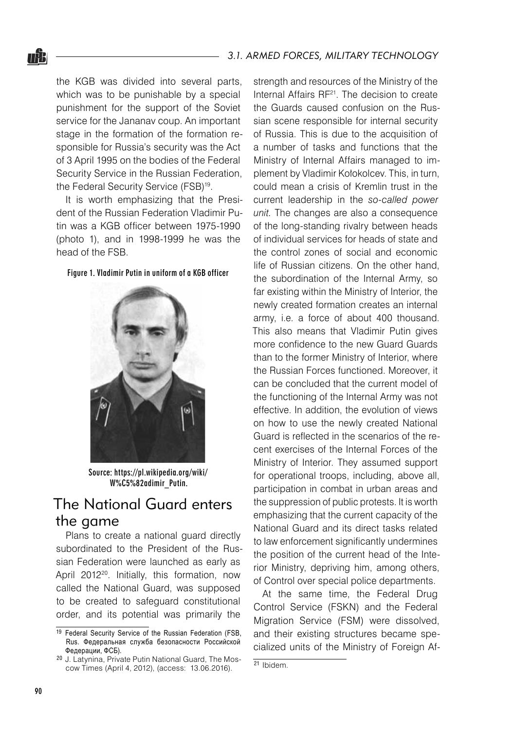the KGB was divided into several parts, which was to be punishable by a special punishment for the support of the Soviet service for the Jananav coup. An important stage in the formation of the formation responsible for Russia's security was the Act of 3 April 1995 on the bodies of the Federal Security Service in the Russian Federation, the Federal Security Service (FSB)[19].

It is worth emphasizing that the President of the Russian Federation Vladimir Putin was a KGB officer between 1975-1990 (photo 1), and in 1998-1999 he was the head of the FSB.

Figure 1. Vladimir Putin in uniform of a KGB officer

Source: https://pl.wikipedia.org/wiki/W%C5%82adimir_Putin.

## The National Guard enters the game

Plans to create a national guard directly subordinated to the President of the Russian Federation were launched as early as April 2012[20]. Initially, this formation, now called the National Guard, was supposed to be created to safeguard constitutional order, and its potential was primarily the strength and resources of the Ministry of the Internal Affairs RF[21]. The decision to create the Guards caused confusion on the Russian scene responsible for internal security of Russia. This is due to the acquisition of a number of tasks and functions that the Ministry of Internal Affairs managed to implement by Vladimir Kołokolcev. This, in turn, could mean a crisis of Kremlin trust in the current leadership in the *so-called power unit*. The changes are also a consequence of the long-standing rivalry between heads of individual services for heads of state and the control zones of social and economic life of Russian citizens. On the other hand, the subordination of the Internal Army, so far existing within the Ministry of Interior, the newly created formation creates an internal army, i.e. a force of about 400 thousand. This also means that Vladimir Putin gives more confidence to the new Guard Guards than to the former Ministry of Interior, where the Russian Forces functioned. Moreover, it can be concluded that the current model of the functioning of the Internal Army was not effective. In addition, the evolution of views on how to use the newly created National Guard is reflected in the scenarios of the recent exercises of the Internal Forces of the Ministry of Interior. They assumed support for operational troops, including, above all, participation in combat in urban areas and the suppression of public protests. It is worth emphasizing that the current capacity of the National Guard and its direct tasks related to law enforcement significantly undermines the position of the current head of the Interior Ministry, depriving him, among others, of Control over special police departments.

At the same time, the Federal Drug Control Service (FSKN) and the Federal Migration Service (FSM) were dissolved, and their existing structures became specialized units of the Ministry of Foreign Af-

[19] Federal Security Service of the Russian Federation (FSB, Rus. Федеральная служба безопасности Российской Федерации, ФСБ).

[20] J. Latynina, Private Putin National Guard, The Moscow Times (April 4, 2012), (access: 13.06.2016).

[21] Ibidem.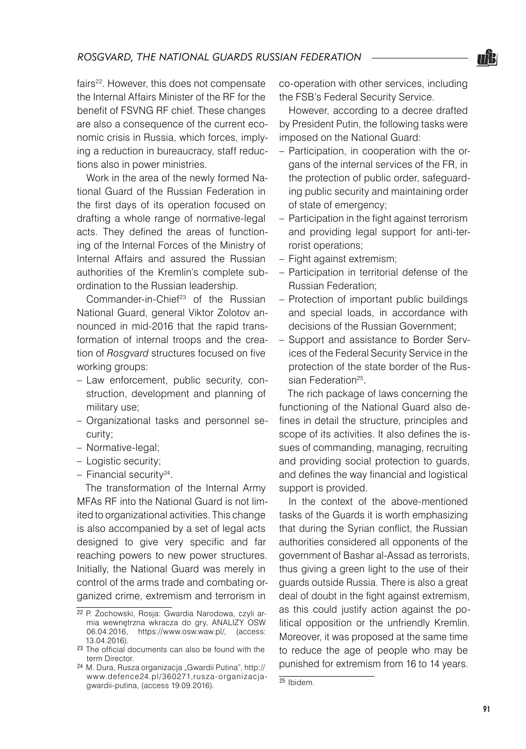fairs[22]. However, this does not compensate the Internal Affairs Minister of the RF for the benefit of FSVNG RF chief. These changes are also a consequence of the current economic crisis in Russia, which forces, implying a reduction in bureaucracy, staff reductions also in power ministries.

Work in the area of the newly formed National Guard of the Russian Federation in the first days of its operation focused on drafting a whole range of normative-legal acts. They defined the areas of functioning of the Internal Forces of the Ministry of Internal Affairs and assured the Russian authorities of the Kremlin's complete subordination to the Russian leadership.

Commander-in-Chief[23] of the Russian National Guard, general Viktor Zolotov announced in mid-2016 that the rapid transformation of internal troops and the creation of *Rosgvard* structures focused on five working groups:

- Law enforcement, public security, construction, development and planning of military use;
- Organizational tasks and personnel security;
- Normative-legal;
- Logistic security;
- Financial security[24].

The transformation of the Internal Army MFAs RF into the National Guard is not limited to organizational activities. This change is also accompanied by a set of legal acts designed to give very specific and far reaching powers to new power structures. Initially, the National Guard was merely in control of the arms trade and combating organized crime, extremism and terrorism in co-operation with other services, including the FSB's Federal Security Service.

However, according to a decree drafted by President Putin, the following tasks were imposed on the National Guard:

- Participation, in cooperation with the organs of the internal services of the FR, in the protection of public order, safeguarding public security and maintaining order of state of emergency;
- Participation in the fight against terrorism and providing legal support for anti-terrorist operations;
- Fight against extremism;
- Participation in territorial defense of the Russian Federation;
- Protection of important public buildings and special loads, in accordance with decisions of the Russian Government;
- Support and assistance to Border Services of the Federal Security Service in the protection of the state border of the Russian Federation[25].

The rich package of laws concerning the functioning of the National Guard also defines in detail the structure, principles and scope of its activities. It also defines the issues of commanding, managing, recruiting and providing social protection to guards, and defines the way financial and logistical support is provided.

In the context of the above-mentioned tasks of the Guards it is worth emphasizing that during the Syrian conflict, the Russian authorities considered all opponents of the government of Bashar al-Assad as terrorists, thus giving a green light to the use of their guards outside Russia. There is also a great deal of doubt in the fight against extremism, as this could justify action against the political opposition or the unfriendly Kremlin. Moreover, it was proposed at the same time to reduce the age of people who may be punished for extremism from 16 to 14 years.

---

[22] P. Żochowski, Rosja: Gwardia Narodowa, czyli armia wewnętrzna wkracza do gry, ANALIZY OSW 06.04.2016, https://www.osw.waw.pl/, (access: 13.04.2016).

[23] The official documents can also be found with the term Director.

[24] M. Dura, Rusza organizacja „Gwardii Putina", http://www.defence24.pl/360271,rusza-organizacja-gwardii-putina, (access 19.09.2016).

[25] Ibidem.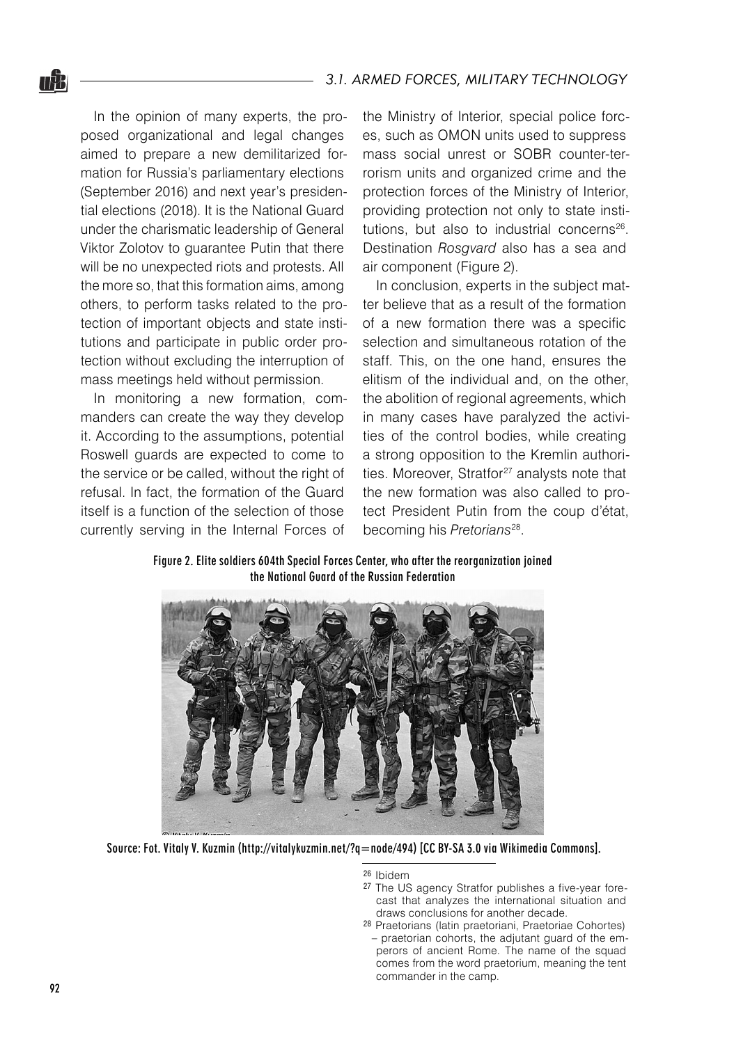In the opinion of many experts, the proposed organizational and legal changes aimed to prepare a new demilitarized formation for Russia's parliamentary elections (September 2016) and next year's presidential elections (2018). It is the National Guard under the charismatic leadership of General Viktor Zolotov to guarantee Putin that there will be no unexpected riots and protests. All the more so, that this formation aims, among others, to perform tasks related to the protection of important objects and state institutions and participate in public order protection without excluding the interruption of mass meetings held without permission.

In monitoring a new formation, commanders can create the way they develop it. According to the assumptions, potential Roswell guards are expected to come to the service or be called, without the right of refusal. In fact, the formation of the Guard itself is a function of the selection of those currently serving in the Internal Forces of the Ministry of Interior, special police forces, such as OMON units used to suppress mass social unrest or SOBR counter-terrorism units and organized crime and the protection forces of the Ministry of Interior, providing protection not only to state institutions, but also to industrial concerns[26]. Destination *Rosgvard* also has a sea and air component (Figure 2).

In conclusion, experts in the subject matter believe that as a result of the formation of a new formation there was a specific selection and simultaneous rotation of the staff. This, on the one hand, ensures the elitism of the individual and, on the other, the abolition of regional agreements, which in many cases have paralyzed the activities of the control bodies, while creating a strong opposition to the Kremlin authorities. Moreover, Stratfor[27] analysts note that the new formation was also called to protect President Putin from the coup d'état, becoming his *Pretorians*[28].

**Figure 2. Elite soldiers 604th Special Forces Center, who after the reorganization joined the National Guard of the Russian Federation**

Source: Fot. Vitaly V. Kuzmin (http://vitalykuzmin.net/?q=node/494) [CC BY-SA 3.0 via Wikimedia Commons].

---

[26] Ibidem

[27] The US agency Stratfor publishes a five-year forecast that analyzes the international situation and draws conclusions for another decade.

[28] Praetorians (latin praetoriani, Praetoriae Cohortes) – praetorian cohorts, the adjutant guard of the emperors of ancient Rome. The name of the squad comes from the word praetorium, meaning the tent commander in the camp.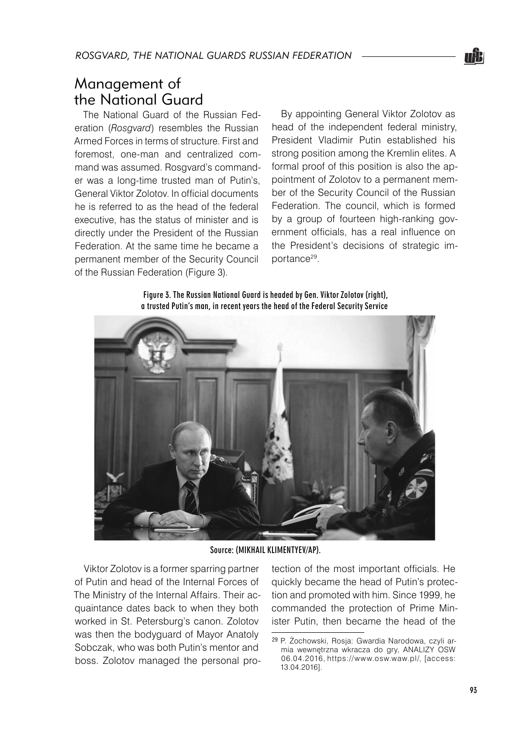## Management of the National Guard

The National Guard of the Russian Federation (*Rosgvard*) resembles the Russian Armed Forces in terms of structure. First and foremost, one-man and centralized command was assumed. Rosgvard's commander was a long-time trusted man of Putin's, General Viktor Zolotov. In official documents he is referred to as the head of the federal executive, has the status of minister and is directly under the President of the Russian Federation. At the same time he became a permanent member of the Security Council of the Russian Federation (Figure 3).

By appointing General Viktor Zolotov as head of the independent federal ministry, President Vladimir Putin established his strong position among the Kremlin elites. A formal proof of this position is also the appointment of Zolotov to a permanent member of the Security Council of the Russian Federation. The council, which is formed by a group of fourteen high-ranking government officials, has a real influence on the President's decisions of strategic importance[29].

Figure 3. The Russian National Guard is headed by Gen. Viktor Zolotov (right), a trusted Putin's man, in recent years the head of the Federal Security Service

Source: (MIKHAIL KLIMENTYEV/AP).

Viktor Zolotov is a former sparring partner of Putin and head of the Internal Forces of The Ministry of the Internal Affairs. Their acquaintance dates back to when they both worked in St. Petersburg's canon. Zolotov was then the bodyguard of Mayor Anatoly Sobczak, who was both Putin's mentor and boss. Zolotov managed the personal protection of the most important officials. He quickly became the head of Putin's protection and promoted with him. Since 1999, he commanded the protection of Prime Minister Putin, then became the head of the

---

[29] P. Żochowski, Rosja: Gwardia Narodowa, czyli armia wewnętrzna wkracza do gry, ANALIZY OSW 06.04.2016, https://www.osw.waw.pl/, [access: 13.04.2016].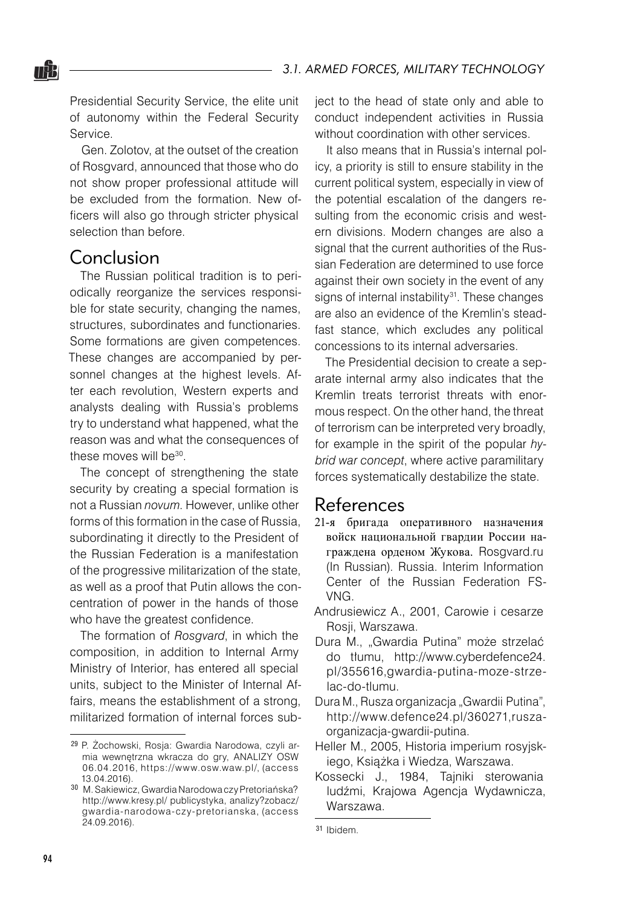Presidential Security Service, the elite unit of autonomy within the Federal Security Service.

Gen. Zolotov, at the outset of the creation of Rosgvard, announced that those who do not show proper professional attitude will be excluded from the formation. New officers will also go through stricter physical selection than before.

## Conclusion

The Russian political tradition is to periodically reorganize the services responsible for state security, changing the names, structures, subordinates and functionaries. Some formations are given competences. These changes are accompanied by personnel changes at the highest levels. After each revolution, Western experts and analysts dealing with Russia's problems try to understand what happened, what the reason was and what the consequences of these moves will be[30].

The concept of strengthening the state security by creating a special formation is not a Russian *novum*. However, unlike other forms of this formation in the case of Russia, subordinating it directly to the President of the Russian Federation is a manifestation of the progressive militarization of the state, as well as a proof that Putin allows the concentration of power in the hands of those who have the greatest confidence.

The formation of *Rosgvard*, in which the composition, in addition to Internal Army Ministry of Interior, has entered all special units, subject to the Minister of Internal Affairs, means the establishment of a strong, militarized formation of internal forces subject to the head of state only and able to conduct independent activities in Russia without coordination with other services.

It also means that in Russia's internal policy, a priority is still to ensure stability in the current political system, especially in view of the potential escalation of the dangers resulting from the economic crisis and western divisions. Modern changes are also a signal that the current authorities of the Russian Federation are determined to use force against their own society in the event of any signs of internal instability[31]. These changes are also an evidence of the Kremlin's steadfast stance, which excludes any political concessions to its internal adversaries.

The Presidential decision to create a separate internal army also indicates that the Kremlin treats terrorist threats with enormous respect. On the other hand, the threat of terrorism can be interpreted very broadly, for example in the spirit of the popular *hybrid war concept*, where active paramilitary forces systematically destabilize the state.

## References

21-я бригада оперативного назначения войск национальной гвардии России награждена орденом Жукова. Rosgvard.ru (In Russian). Russia. Interim Information Center of the Russian Federation FS-VNG.

Andrusiewicz A., 2001, Carowie i cesarze Rosji, Warszawa.

Dura M., „Gwardia Putina" może strzelać do tłumu, http://www.cyberdefence24.pl/355616,gwardia-putina-moze-strzelac-do-tlumu.

Dura M., Rusza organizacja „Gwardii Putina", http://www.defence24.pl/360271,rusza-organizacja-gwardii-putina.

Heller M., 2005, Historia imperium rosyjskiego, Książka i Wiedza, Warszawa.

Kossecki J., 1984, Tajniki sterowania ludźmi, Krajowa Agencja Wydawnicza, Warszawa.

---

[29] P. Żochowski, Rosja: Gwardia Narodowa, czyli armia wewnętrzna wkracza do gry, ANALIZY OSW 06.04.2016, https://www.osw.waw.pl/, (access 13.04.2016).

[30] M. Sakiewicz, Gwardia Narodowa czy Pretoriańska? http://www.kresy.pl/ publicystyka, analizy?zobacz/gwardia-narodowa-czy-pretorianska, (access 24.09.2016).

[31] Ibidem.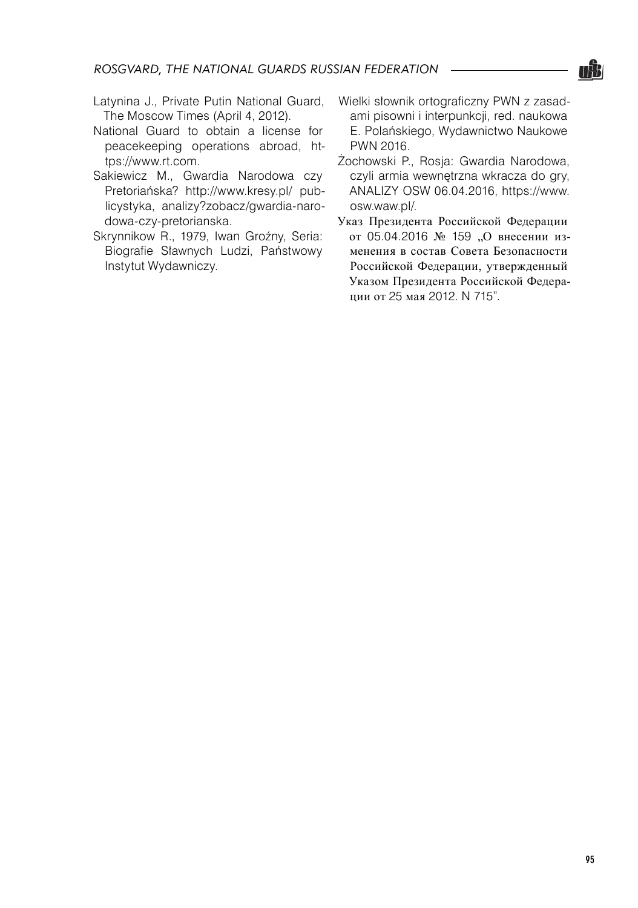Latynina J., Private Putin National Guard, The Moscow Times (April 4, 2012).

National Guard to obtain a license for peacekeeping operations abroad, https://www.rt.com.

Sakiewicz M., Gwardia Narodowa czy Pretoriańska? http://www.kresy.pl/ publicystyka, analizy?zobacz/gwardia-narodowa-czy-pretorianska.

Skrynnikow R., 1979, Iwan Groźny, Seria: Biografie Sławnych Ludzi, Państwowy Instytut Wydawniczy.

Wielki słownik ortograficzny PWN z zasadami pisowni i interpunkcji, red. naukowa E. Polańskiego, Wydawnictwo Naukowe PWN 2016.

Żochowski P., Rosja: Gwardia Narodowa, czyli armia wewnętrzna wkracza do gry, ANALIZY OSW 06.04.2016, https://www.osw.waw.pl/.

Указ Президента Российской Федерации от 05.04.2016 № 159 „О внесении изменения в состав Совета Безопасности Российской Федерации, утвержденный Указом Президента Российской Федерации от 25 мая 2012. N 715".